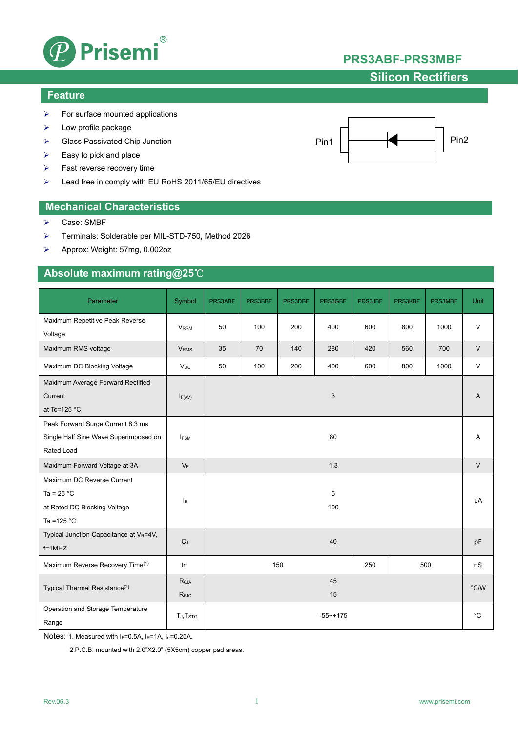# PRS3ABF-PRS3MBF

## Silicon Rectifiers

## Feature

- For surface mounted applications
- Low profile package
- Glass Passivated Chip Junction
- Easy to pick and place
- Fast reverse recovery time
- Lead free in comply with EU RoHS 2011/65/EU directives

Pin1 Pin2

## Mechanical Characteristics

- Case: SMBF
- Terminals: Solderable per MIL-STD-750, Method 2026
- Approx: Weight: 57mg, 0.002oz

## Absolute maximum rating@25℃

| Parameter | Symbol | PRS3ABF | PRS3BBF | PRS3DBF | PRS3GBF | PRS3JBF | PRS3KBF | PRS3MBF | Unit |
|---|---|---|---|---|---|---|---|---|---|
| Maximum Repetitive Peak Reverse Voltage | $V_{RRM}$ | 50 | 100 | 200 | 400 | 600 | 800 | 1000 | V |
| Maximum RMS voltage | $V_{RMS}$ | 35 | 70 | 140 | 280 | 420 | 560 | 700 | V |
| Maximum DC Blocking Voltage | $V_{DC}$ | 50 | 100 | 200 | 400 | 600 | 800 | 1000 | V |
| Maximum Average Forward Rectified Current at Tc=125 °C | $I_{F(AV)}$ | 3 | | | | | | | A |
| Peak Forward Surge Current 8.3 ms Single Half Sine Wave Superimposed on Rated Load | $I_{FSM}$ | 80 | | | | | | | A |
| Maximum Forward Voltage at 3A | $V_F$ | 1.3 | | | | | | | V |
| Maximum DC Reverse Current Ta = 25 °C at Rated DC Blocking Voltage Ta =125 °C | $I_R$ | 5<br>100 | | | | | | | μA |
| Typical Junction Capacitance at $V_R$=4V, f=1MHZ | $C_J$ | 40 | | | | | | | pF |
| Maximum Reverse Recovery Time[1] | trr | 150 | | | | 250 | 500 | | nS |
| Typical Thermal Resistance[2] | $R_{\theta JA}$<br>$R_{\theta JC}$ | 45<br>15 | | | | | | | °C/W |
| Operation and Storage Temperature Range | $T_J$,$T_{STG}$ | -55~+175 | | | | | | | °C |

Notes: 1. Measured with $I_F$=0.5A, $I_R$=1A, $I_{rr}$=0.25A.

2.P.C.B. mounted with 2.0"X2.0" (5X5cm) copper pad areas.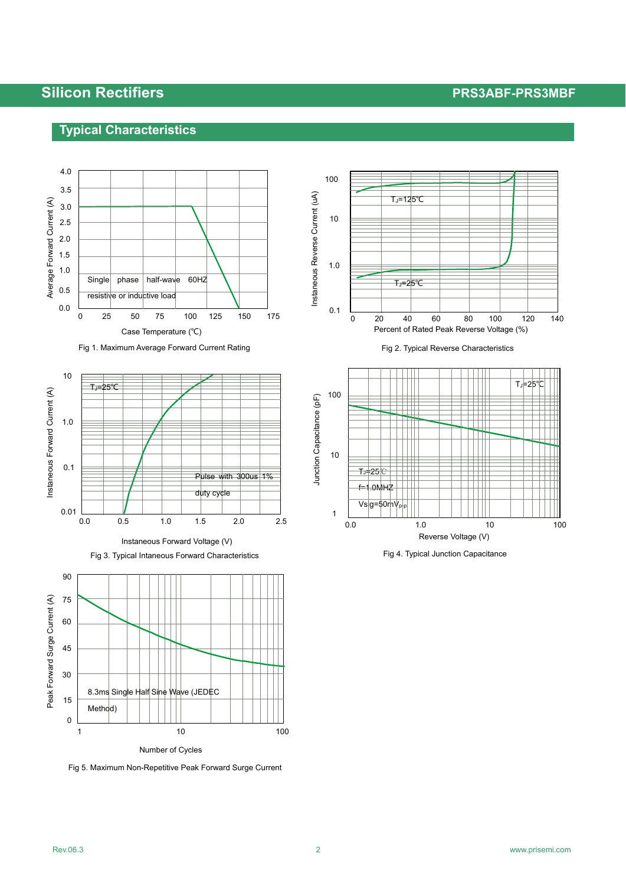## Typical Characteristics

Single phase half-wave 60HZ

resistive or inductive load

Fig 1. Maximum Average Forward Current Rating

$T_J$=125℃

$T_J$=25℃

Fig 2. Typical Reverse Characteristics

$T_J$=25℃

Pulse with 300us 1% duty cycle

Fig 3. Typical Intaneous Forward Characteristics

$T_J$=25℃

f=1.0MHZ

Vsig=50mV$_{p-p}$

Fig 4. Typical Junction Capacitance

8.3ms Single Half Sine Wave (JEDEC Method)

Fig 5. Maximum Non-Repetitive Peak Forward Surge Current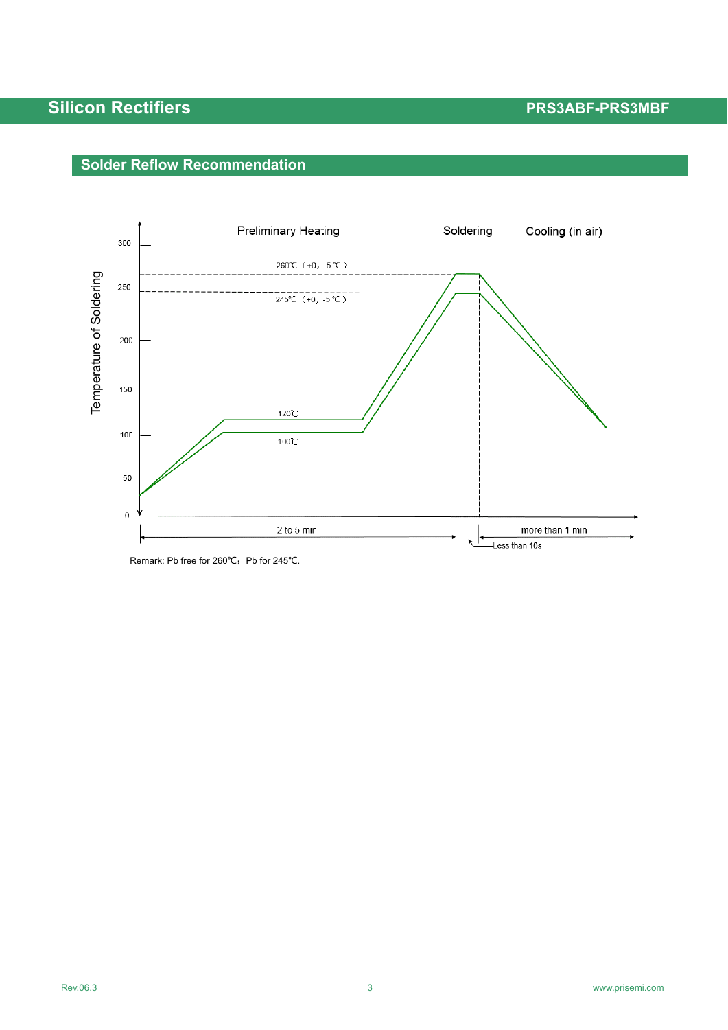## Solder Reflow Recommendation

Temperature of Soldering

Preliminary Heating | Soldering | Cooling (in air)

260℃（+0，-5℃）

245℃（+0，-5℃）

120℃

100℃

300, 250, 200, 150, 100, 50, 0

2 to 5 min

Less than 10s

more than 1 min

Remark: Pb free for 260℃；Pb for 245℃.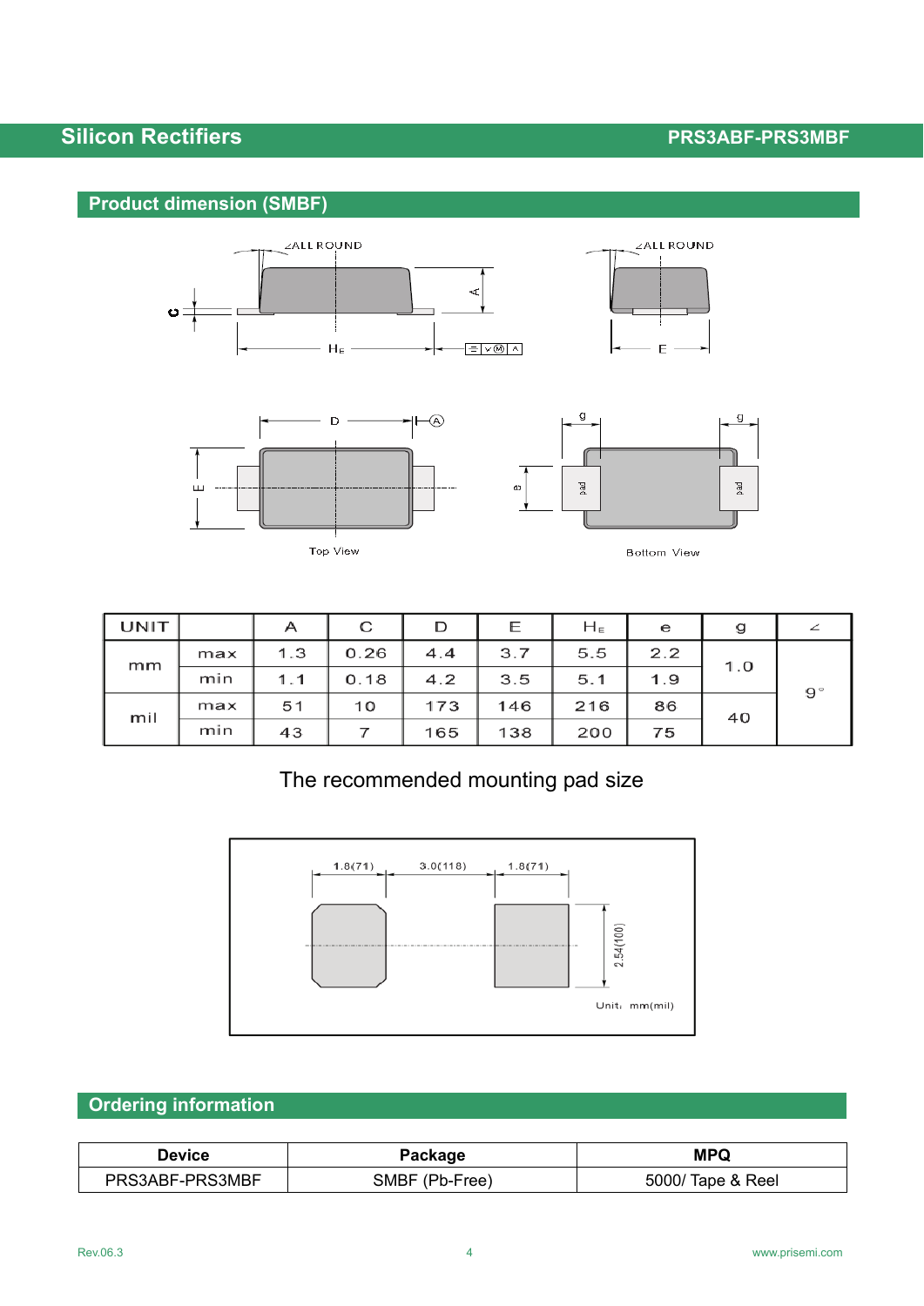## Product dimension (SMBF)

Top View

Bottom View

| UNIT | | A | C | D | E | $H_E$ | e | g | ∠ |
|---|---|---|---|---|---|---|---|---|---|
| mm | max | 1.3 | 0.26 | 4.4 | 3.7 | 5.5 | 2.2 | 1.0 | 9° |
| | min | 1.1 | 0.18 | 4.2 | 3.5 | 5.1 | 1.9 | | |
| mil | max | 51 | 10 | 173 | 146 | 216 | 86 | 40 | |
| | min | 43 | 7 | 165 | 138 | 200 | 75 | | |

The recommended mounting pad size

1.8(71) 3.0(118) 1.8(71) 2.54(100)

Unit：mm(mil)

## Ordering information

| Device | Package | MPQ |
|---|---|---|
| PRS3ABF-PRS3MBF | SMBF (Pb-Free) | 5000/ Tape & Reel |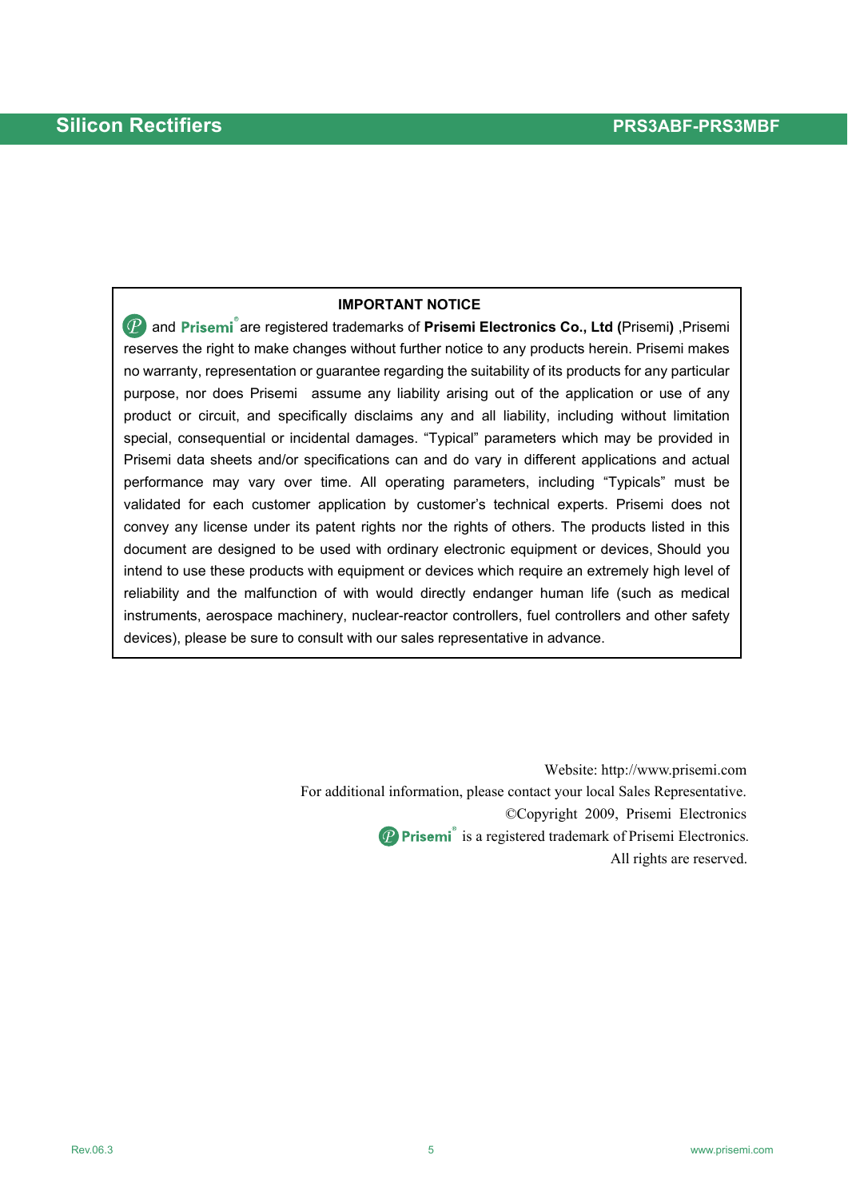### IMPORTANT NOTICE

and **Prisemi**® are registered trademarks of **Prisemi Electronics Co., Ltd (**Prisemi**)** ,Prisemi reserves the right to make changes without further notice to any products herein. Prisemi makes no warranty, representation or guarantee regarding the suitability of its products for any particular purpose, nor does Prisemi assume any liability arising out of the application or use of any product or circuit, and specifically disclaims any and all liability, including without limitation special, consequential or incidental damages. "Typical" parameters which may be provided in Prisemi data sheets and/or specifications can and do vary in different applications and actual performance may vary over time. All operating parameters, including "Typicals" must be validated for each customer application by customer's technical experts. Prisemi does not convey any license under its patent rights nor the rights of others. The products listed in this document are designed to be used with ordinary electronic equipment or devices, Should you intend to use these products with equipment or devices which require an extremely high level of reliability and the malfunction of with would directly endanger human life (such as medical instruments, aerospace machinery, nuclear-reactor controllers, fuel controllers and other safety devices), please be sure to consult with our sales representative in advance.

Website: http://www.prisemi.com

For additional information, please contact your local Sales Representative.

©Copyright 2009, Prisemi Electronics

**Prisemi**® is a registered trademark of Prisemi Electronics.

All rights are reserved.